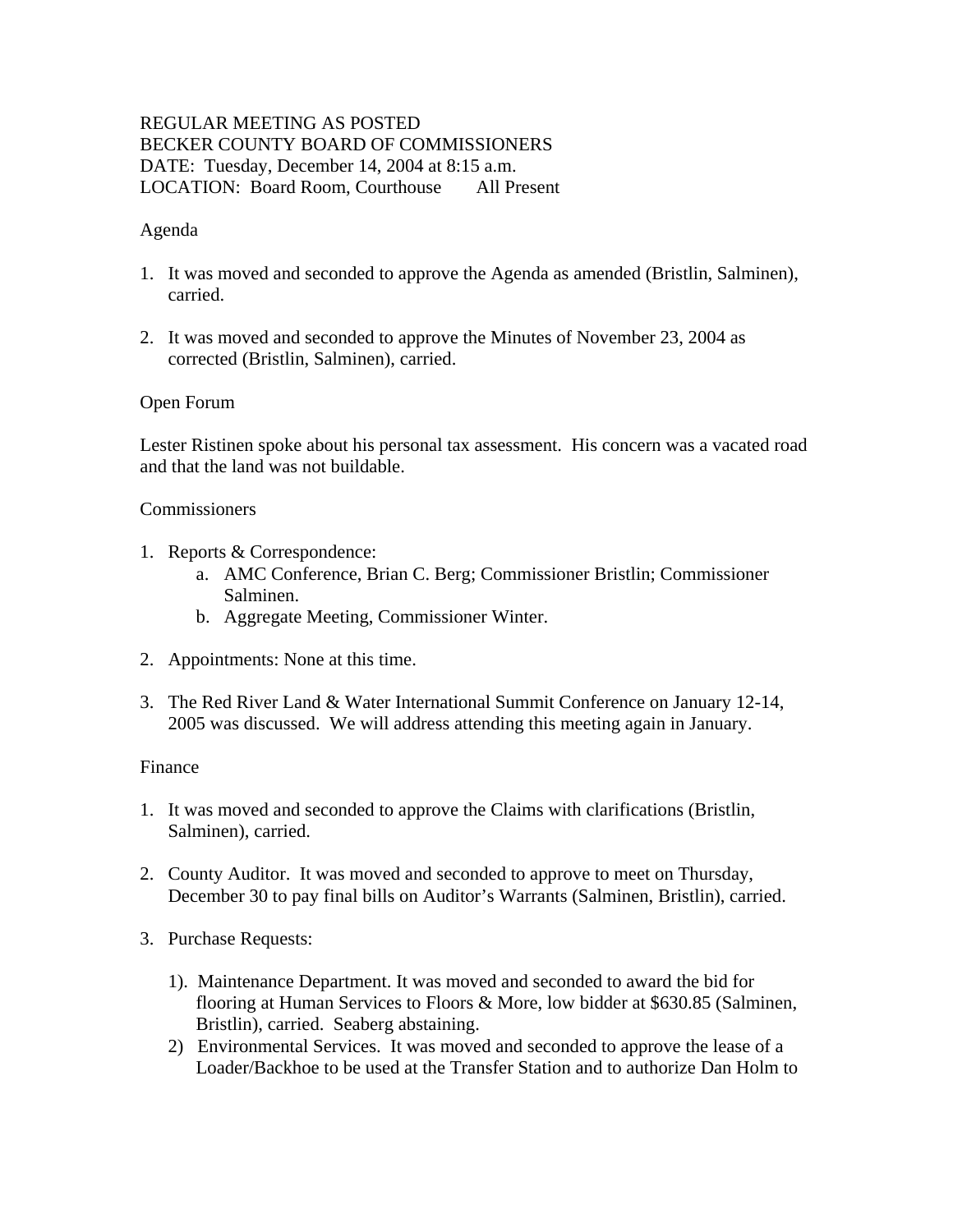REGULAR MEETING AS POSTED
BECKER COUNTY BOARD OF COMMISSIONERS
DATE: Tuesday, December 14, 2004 at 8:15 a.m.
LOCATION: Board Room, Courthouse All Present

Agenda

1. It was moved and seconded to approve the Agenda as amended (Bristlin, Salminen), carried.

2. It was moved and seconded to approve the Minutes of November 23, 2004 as corrected (Bristlin, Salminen), carried.

Open Forum

Lester Ristinen spoke about his personal tax assessment. His concern was a vacated road and that the land was not buildable.

Commissioners

1. Reports & Correspondence:
   a. AMC Conference, Brian C. Berg; Commissioner Bristlin; Commissioner Salminen.
   b. Aggregate Meeting, Commissioner Winter.

2. Appointments: None at this time.

3. The Red River Land & Water International Summit Conference on January 12-14, 2005 was discussed. We will address attending this meeting again in January.

Finance

1. It was moved and seconded to approve the Claims with clarifications (Bristlin, Salminen), carried.

2. County Auditor. It was moved and seconded to approve to meet on Thursday, December 30 to pay final bills on Auditor's Warrants (Salminen, Bristlin), carried.

3. Purchase Requests:

   1). Maintenance Department. It was moved and seconded to award the bid for flooring at Human Services to Floors & More, low bidder at $630.85 (Salminen, Bristlin), carried. Seaberg abstaining.
   2) Environmental Services. It was moved and seconded to approve the lease of a Loader/Backhoe to be used at the Transfer Station and to authorize Dan Holm to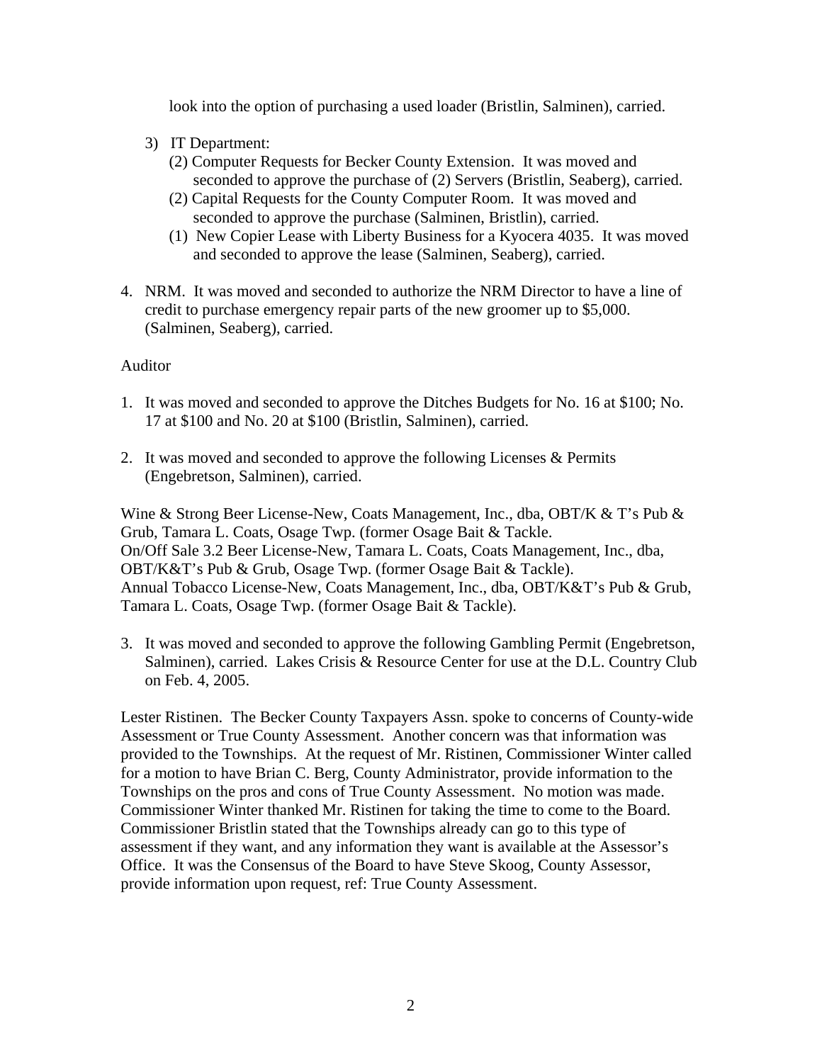look into the option of purchasing a used loader (Bristlin, Salminen), carried.

3) IT Department:
   (2) Computer Requests for Becker County Extension. It was moved and seconded to approve the purchase of (2) Servers (Bristlin, Seaberg), carried.
   (2) Capital Requests for the County Computer Room. It was moved and seconded to approve the purchase (Salminen, Bristlin), carried.
   (1) New Copier Lease with Liberty Business for a Kyocera 4035. It was moved and seconded to approve the lease (Salminen, Seaberg), carried.

4. NRM. It was moved and seconded to authorize the NRM Director to have a line of credit to purchase emergency repair parts of the new groomer up to $5,000. (Salminen, Seaberg), carried.

Auditor

1. It was moved and seconded to approve the Ditches Budgets for No. 16 at $100; No. 17 at $100 and No. 20 at $100 (Bristlin, Salminen), carried.

2. It was moved and seconded to approve the following Licenses & Permits (Engebretson, Salminen), carried.

Wine & Strong Beer License-New, Coats Management, Inc., dba, OBT/K & T's Pub & Grub, Tamara L. Coats, Osage Twp. (former Osage Bait & Tackle.
On/Off Sale 3.2 Beer License-New, Tamara L. Coats, Coats Management, Inc., dba, OBT/K&T's Pub & Grub, Osage Twp. (former Osage Bait & Tackle).
Annual Tobacco License-New, Coats Management, Inc., dba, OBT/K&T's Pub & Grub, Tamara L. Coats, Osage Twp. (former Osage Bait & Tackle).

3. It was moved and seconded to approve the following Gambling Permit (Engebretson, Salminen), carried. Lakes Crisis & Resource Center for use at the D.L. Country Club on Feb. 4, 2005.

Lester Ristinen. The Becker County Taxpayers Assn. spoke to concerns of County-wide Assessment or True County Assessment. Another concern was that information was provided to the Townships. At the request of Mr. Ristinen, Commissioner Winter called for a motion to have Brian C. Berg, County Administrator, provide information to the Townships on the pros and cons of True County Assessment. No motion was made. Commissioner Winter thanked Mr. Ristinen for taking the time to come to the Board. Commissioner Bristlin stated that the Townships already can go to this type of assessment if they want, and any information they want is available at the Assessor's Office. It was the Consensus of the Board to have Steve Skoog, County Assessor, provide information upon request, ref: True County Assessment.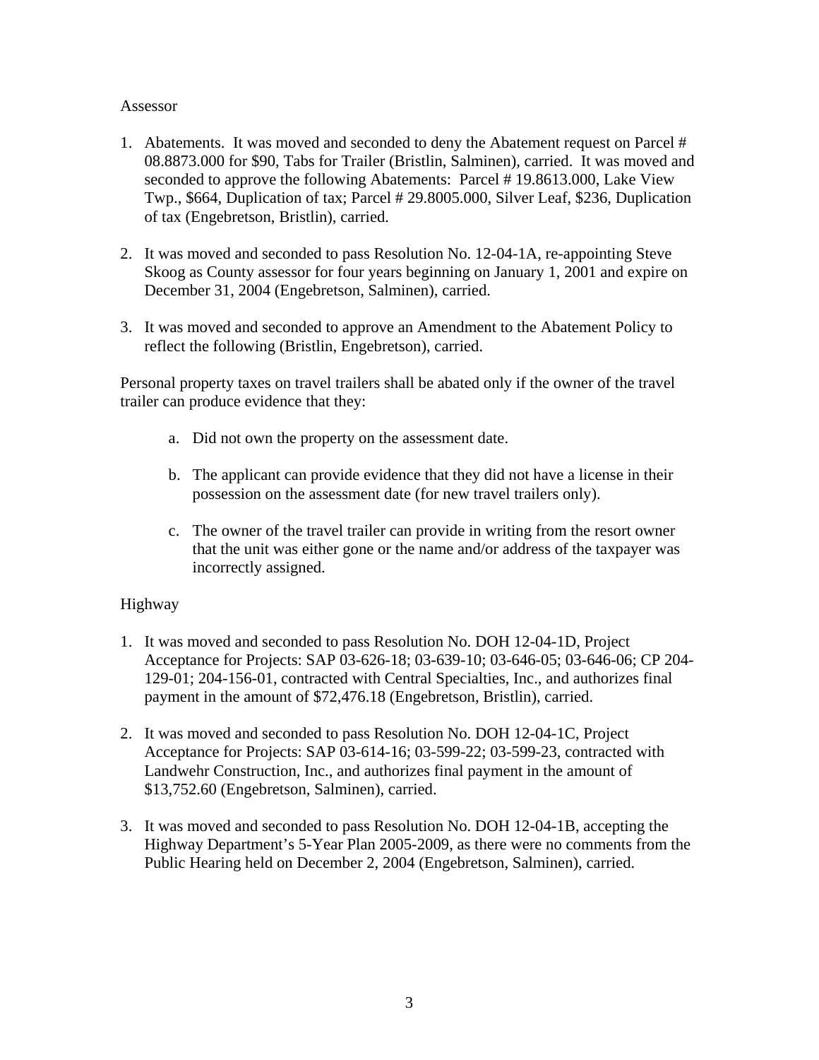Assessor

1. Abatements. It was moved and seconded to deny the Abatement request on Parcel # 08.8873.000 for $90, Tabs for Trailer (Bristlin, Salminen), carried. It was moved and seconded to approve the following Abatements: Parcel # 19.8613.000, Lake View Twp., $664, Duplication of tax; Parcel # 29.8005.000, Silver Leaf, $236, Duplication of tax (Engebretson, Bristlin), carried.

2. It was moved and seconded to pass Resolution No. 12-04-1A, re-appointing Steve Skoog as County assessor for four years beginning on January 1, 2001 and expire on December 31, 2004 (Engebretson, Salminen), carried.

3. It was moved and seconded to approve an Amendment to the Abatement Policy to reflect the following (Bristlin, Engebretson), carried.

Personal property taxes on travel trailers shall be abated only if the owner of the travel trailer can produce evidence that they:

   a. Did not own the property on the assessment date.

   b. The applicant can provide evidence that they did not have a license in their possession on the assessment date (for new travel trailers only).

   c. The owner of the travel trailer can provide in writing from the resort owner that the unit was either gone or the name and/or address of the taxpayer was incorrectly assigned.

Highway

1. It was moved and seconded to pass Resolution No. DOH 12-04-1D, Project Acceptance for Projects: SAP 03-626-18; 03-639-10; 03-646-05; 03-646-06; CP 204-129-01; 204-156-01, contracted with Central Specialties, Inc., and authorizes final payment in the amount of $72,476.18 (Engebretson, Bristlin), carried.

2. It was moved and seconded to pass Resolution No. DOH 12-04-1C, Project Acceptance for Projects: SAP 03-614-16; 03-599-22; 03-599-23, contracted with Landwehr Construction, Inc., and authorizes final payment in the amount of $13,752.60 (Engebretson, Salminen), carried.

3. It was moved and seconded to pass Resolution No. DOH 12-04-1B, accepting the Highway Department's 5-Year Plan 2005-2009, as there were no comments from the Public Hearing held on December 2, 2004 (Engebretson, Salminen), carried.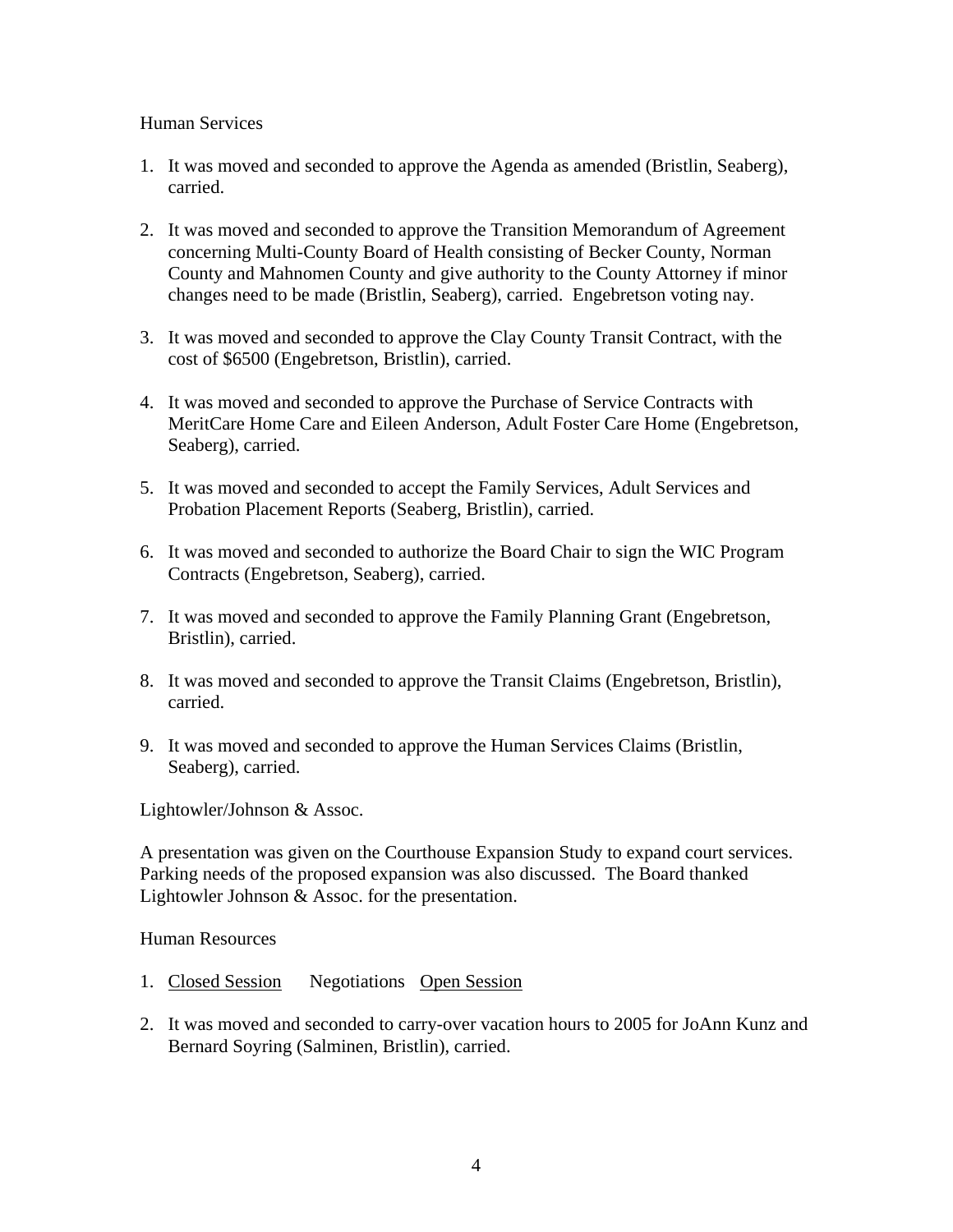Human Services

1. It was moved and seconded to approve the Agenda as amended (Bristlin, Seaberg), carried.

2. It was moved and seconded to approve the Transition Memorandum of Agreement concerning Multi-County Board of Health consisting of Becker County, Norman County and Mahnomen County and give authority to the County Attorney if minor changes need to be made (Bristlin, Seaberg), carried. Engebretson voting nay.

3. It was moved and seconded to approve the Clay County Transit Contract, with the cost of $6500 (Engebretson, Bristlin), carried.

4. It was moved and seconded to approve the Purchase of Service Contracts with MeritCare Home Care and Eileen Anderson, Adult Foster Care Home (Engebretson, Seaberg), carried.

5. It was moved and seconded to accept the Family Services, Adult Services and Probation Placement Reports (Seaberg, Bristlin), carried.

6. It was moved and seconded to authorize the Board Chair to sign the WIC Program Contracts (Engebretson, Seaberg), carried.

7. It was moved and seconded to approve the Family Planning Grant (Engebretson, Bristlin), carried.

8. It was moved and seconded to approve the Transit Claims (Engebretson, Bristlin), carried.

9. It was moved and seconded to approve the Human Services Claims (Bristlin, Seaberg), carried.

Lightowler/Johnson & Assoc.

A presentation was given on the Courthouse Expansion Study to expand court services. Parking needs of the proposed expansion was also discussed. The Board thanked Lightowler Johnson & Assoc. for the presentation.

Human Resources

1. Closed Session Negotiations Open Session

2. It was moved and seconded to carry-over vacation hours to 2005 for JoAnn Kunz and Bernard Soyring (Salminen, Bristlin), carried.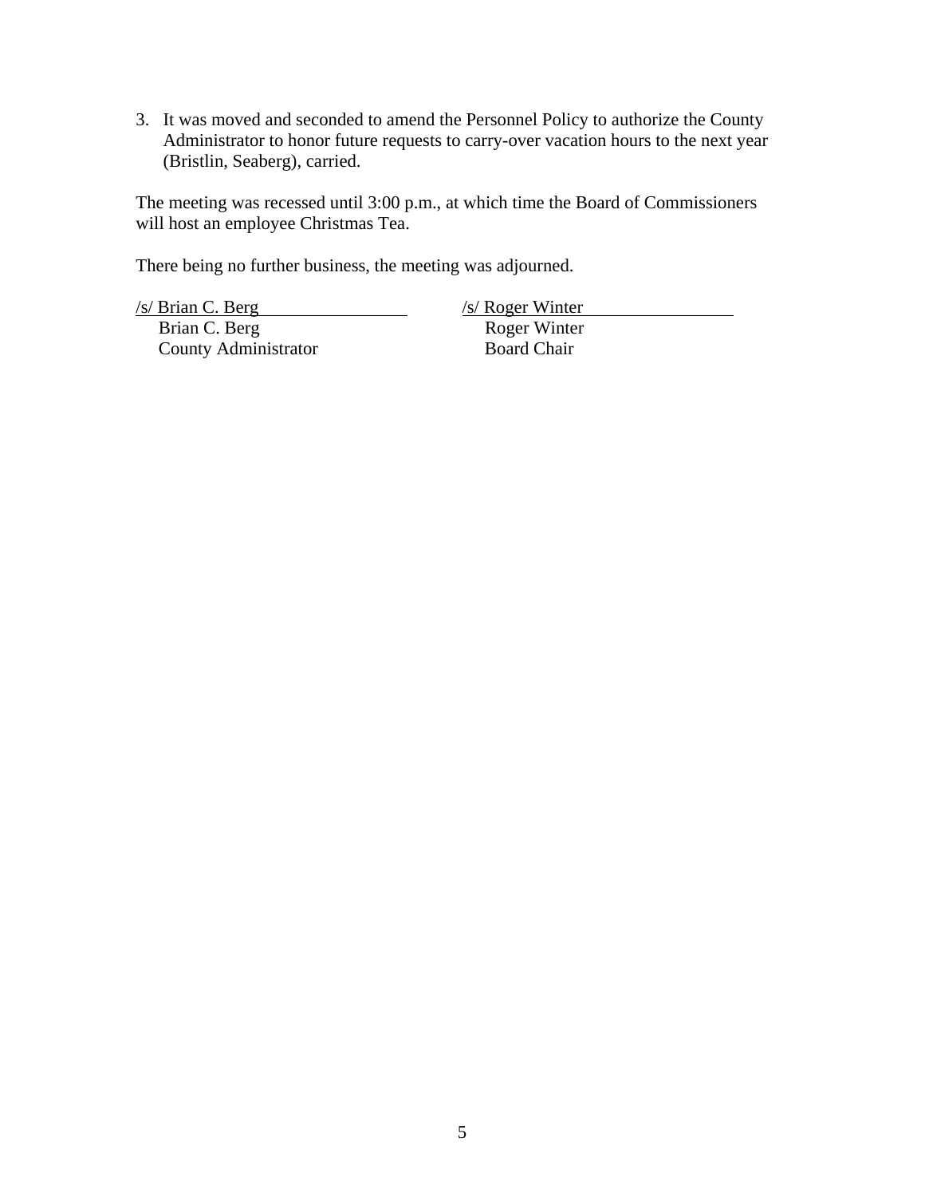3. It was moved and seconded to amend the Personnel Policy to authorize the County Administrator to honor future requests to carry-over vacation hours to the next year (Bristlin, Seaberg), carried.

The meeting was recessed until 3:00 p.m., at which time the Board of Commissioners will host an employee Christmas Tea.

There being no further business, the meeting was adjourned.

| | |
|---|---|
| /s/ Brian C. Berg | /s/ Roger Winter |
| Brian C. Berg | Roger Winter |
| County Administrator | Board Chair |